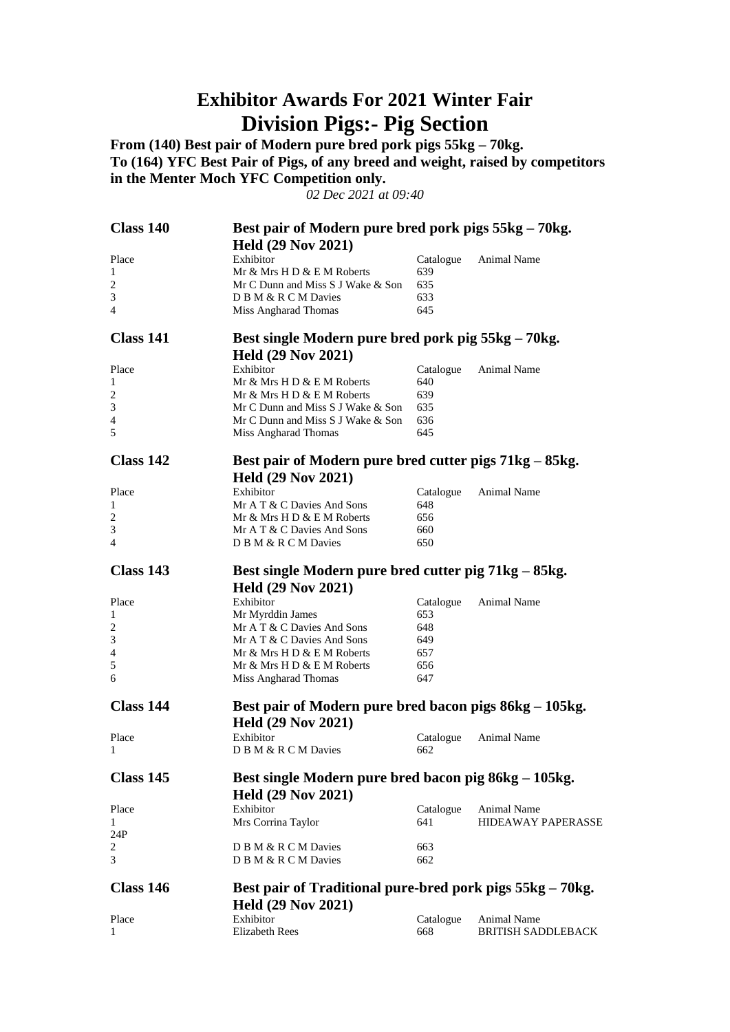# Exhibitor Awards For 2021 Winter Fair

# Division Pigs:- Pig Section

**From (140) Best pair of Modern pure bred pork pigs 55kg – 70kg.**
**To (164) YFC Best Pair of Pigs, of any breed and weight, raised by competitors in the Menter Moch YFC Competition only.**

*02 Dec 2021 at 09:40*

## Class 140 — Best pair of Modern pure bred pork pigs 55kg – 70kg.

**Held (29 Nov 2021)**

| Place | Exhibitor | Catalogue | Animal Name |
|---|---|---|---|
| 1 | Mr & Mrs H D & E M Roberts | 639 | |
| 2 | Mr C Dunn and Miss S J Wake & Son | 635 | |
| 3 | D B M & R C M Davies | 633 | |
| 4 | Miss Angharad Thomas | 645 | |

## Class 141 — Best single Modern pure bred pork pig 55kg – 70kg.

**Held (29 Nov 2021)**

| Place | Exhibitor | Catalogue | Animal Name |
|---|---|---|---|
| 1 | Mr & Mrs H D & E M Roberts | 640 | |
| 2 | Mr & Mrs H D & E M Roberts | 639 | |
| 3 | Mr C Dunn and Miss S J Wake & Son | 635 | |
| 4 | Mr C Dunn and Miss S J Wake & Son | 636 | |
| 5 | Miss Angharad Thomas | 645 | |

## Class 142 — Best pair of Modern pure bred cutter pigs 71kg – 85kg.

**Held (29 Nov 2021)**

| Place | Exhibitor | Catalogue | Animal Name |
|---|---|---|---|
| 1 | Mr A T & C Davies And Sons | 648 | |
| 2 | Mr & Mrs H D & E M Roberts | 656 | |
| 3 | Mr A T & C Davies And Sons | 660 | |
| 4 | D B M & R C M Davies | 650 | |

## Class 143 — Best single Modern pure bred cutter pig 71kg – 85kg.

**Held (29 Nov 2021)**

| Place | Exhibitor | Catalogue | Animal Name |
|---|---|---|---|
| 1 | Mr Myrddin James | 653 | |
| 2 | Mr A T & C Davies And Sons | 648 | |
| 3 | Mr A T & C Davies And Sons | 649 | |
| 4 | Mr & Mrs H D & E M Roberts | 657 | |
| 5 | Mr & Mrs H D & E M Roberts | 656 | |
| 6 | Miss Angharad Thomas | 647 | |

## Class 144 — Best pair of Modern pure bred bacon pigs 86kg – 105kg.

**Held (29 Nov 2021)**

| Place | Exhibitor | Catalogue | Animal Name |
|---|---|---|---|
| 1 | D B M & R C M Davies | 662 | |

## Class 145 — Best single Modern pure bred bacon pig 86kg – 105kg.

**Held (29 Nov 2021)**

| Place | Exhibitor | Catalogue | Animal Name |
|---|---|---|---|
| 1  24P | Mrs Corrina Taylor | 641 | HIDEAWAY PAPERASSE |
| 2 | D B M & R C M Davies | 663 | |
| 3 | D B M & R C M Davies | 662 | |

## Class 146 — Best pair of Traditional pure-bred pork pigs 55kg – 70kg.

**Held (29 Nov 2021)**

| Place | Exhibitor | Catalogue | Animal Name |
|---|---|---|---|
| 1 | Elizabeth Rees | 668 | BRITISH SADDLEBACK |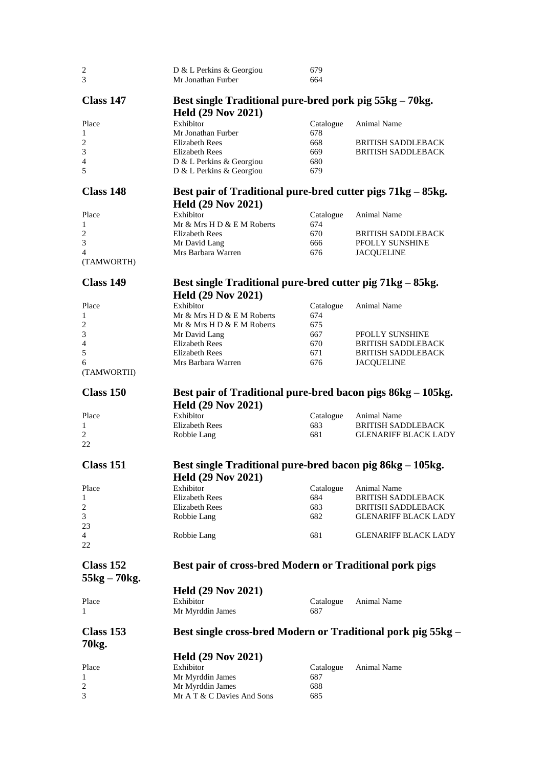| Place | Exhibitor | Catalogue | Animal Name |
|---|---|---|---|
| 2 | D & L Perkins & Georgiou | 679 | |
| 3 | Mr Jonathan Furber | 664 | |

## Class 147 Best single Traditional pure-bred pork pig 55kg – 70kg. Held (29 Nov 2021)

| Place | Exhibitor | Catalogue | Animal Name |
|---|---|---|---|
| 1 | Mr Jonathan Furber | 678 | |
| 2 | Elizabeth Rees | 668 | BRITISH SADDLEBACK |
| 3 | Elizabeth Rees | 669 | BRITISH SADDLEBACK |
| 4 | D & L Perkins & Georgiou | 680 | |
| 5 | D & L Perkins & Georgiou | 679 | |

## Class 148 Best pair of Traditional pure-bred cutter pigs 71kg – 85kg. Held (29 Nov 2021)

| Place | Exhibitor | Catalogue | Animal Name |
|---|---|---|---|
| 1 | Mr & Mrs H D & E M Roberts | 674 | |
| 2 | Elizabeth Rees | 670 | BRITISH SADDLEBACK |
| 3 | Mr David Lang | 666 | PFOLLY SUNSHINE |
| 4 | Mrs Barbara Warren | 676 | JACQUELINE |
| (TAMWORTH) | | | |

## Class 149 Best single Traditional pure-bred cutter pig 71kg – 85kg. Held (29 Nov 2021)

| Place | Exhibitor | Catalogue | Animal Name |
|---|---|---|---|
| 1 | Mr & Mrs H D & E M Roberts | 674 | |
| 2 | Mr & Mrs H D & E M Roberts | 675 | |
| 3 | Mr David Lang | 667 | PFOLLY SUNSHINE |
| 4 | Elizabeth Rees | 670 | BRITISH SADDLEBACK |
| 5 | Elizabeth Rees | 671 | BRITISH SADDLEBACK |
| 6 | Mrs Barbara Warren | 676 | JACQUELINE |
| (TAMWORTH) | | | |

## Class 150 Best pair of Traditional pure-bred bacon pigs 86kg – 105kg. Held (29 Nov 2021)

| Place | Exhibitor | Catalogue | Animal Name |
|---|---|---|---|
| 1 | Elizabeth Rees | 683 | BRITISH SADDLEBACK |
| 2 | Robbie Lang | 681 | GLENARIFF BLACK LADY |
| 22 | | | |

## Class 151 Best single Traditional pure-bred bacon pig 86kg – 105kg. Held (29 Nov 2021)

| Place | Exhibitor | Catalogue | Animal Name |
|---|---|---|---|
| 1 | Elizabeth Rees | 684 | BRITISH SADDLEBACK |
| 2 | Elizabeth Rees | 683 | BRITISH SADDLEBACK |
| 3 | Robbie Lang | 682 | GLENARIFF BLACK LADY |
| 23 | | | |
| 4 | Robbie Lang | 681 | GLENARIFF BLACK LADY |
| 22 | | | |

## Class 152 55kg – 70kg. Best pair of cross-bred Modern or Traditional pork pigs Held (29 Nov 2021)

| Place | Exhibitor | Catalogue | Animal Name |
|---|---|---|---|
| 1 | Mr Myrddin James | 687 | |

## Class 153 70kg. Best single cross-bred Modern or Traditional pork pig 55kg – Held (29 Nov 2021)

| Place | Exhibitor | Catalogue | Animal Name |
|---|---|---|---|
| 1 | Mr Myrddin James | 687 | |
| 2 | Mr Myrddin James | 688 | |
| 3 | Mr A T & C Davies And Sons | 685 | |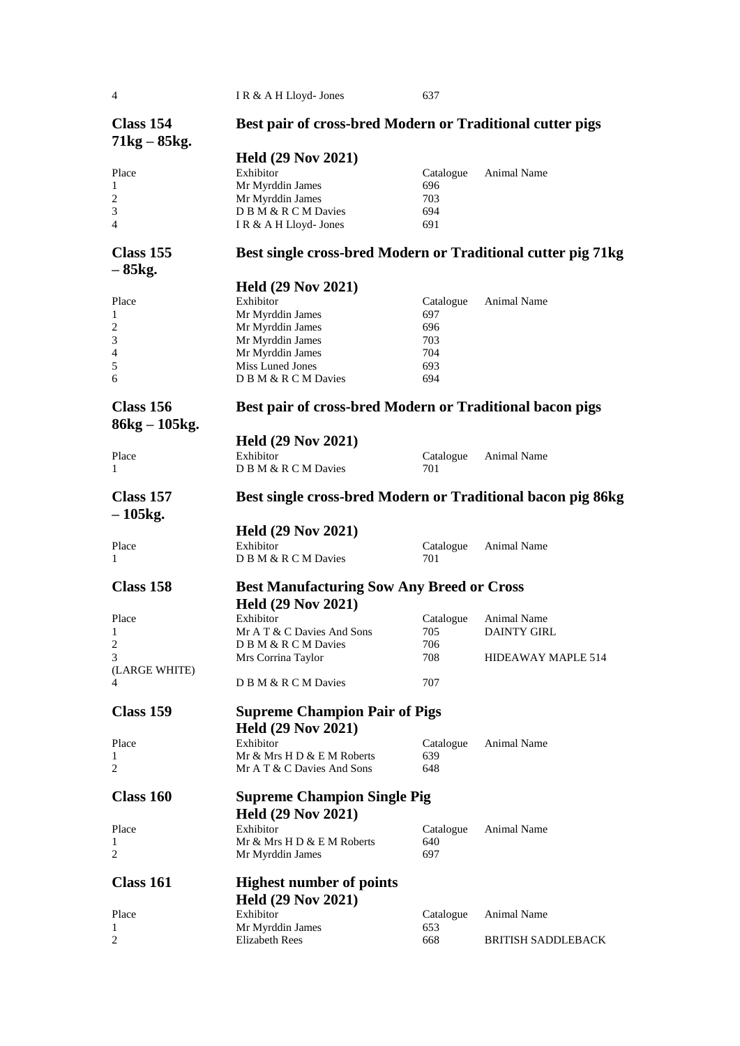| 4 | I R & A H Lloyd- Jones | 637 | |
|---|---|---|---|

## Class 154 71kg – 85kg. Best pair of cross-bred Modern or Traditional cutter pigs

**Held (29 Nov 2021)**

| Place | Exhibitor | Catalogue | Animal Name |
|---|---|---|---|
| 1 | Mr Myrddin James | 696 | |
| 2 | Mr Myrddin James | 703 | |
| 3 | D B M & R C M Davies | 694 | |
| 4 | I R & A H Lloyd- Jones | 691 | |

## Class 155 Best single cross-bred Modern or Traditional cutter pig 71kg – 85kg.

**Held (29 Nov 2021)**

| Place | Exhibitor | Catalogue | Animal Name |
|---|---|---|---|
| 1 | Mr Myrddin James | 697 | |
| 2 | Mr Myrddin James | 696 | |
| 3 | Mr Myrddin James | 703 | |
| 4 | Mr Myrddin James | 704 | |
| 5 | Miss Luned Jones | 693 | |
| 6 | D B M & R C M Davies | 694 | |

## Class 156 86kg – 105kg. Best pair of cross-bred Modern or Traditional bacon pigs

**Held (29 Nov 2021)**

| Place | Exhibitor | Catalogue | Animal Name |
|---|---|---|---|
| 1 | D B M & R C M Davies | 701 | |

## Class 157 Best single cross-bred Modern or Traditional bacon pig 86kg – 105kg.

**Held (29 Nov 2021)**

| Place | Exhibitor | Catalogue | Animal Name |
|---|---|---|---|
| 1 | D B M & R C M Davies | 701 | |

## Class 158 Best Manufacturing Sow Any Breed or Cross

**Held (29 Nov 2021)**

| Place | Exhibitor | Catalogue | Animal Name |
|---|---|---|---|
| 1 | Mr A T & C Davies And Sons | 705 | DAINTY GIRL |
| 2 | D B M & R C M Davies | 706 | |
| 3 (LARGE WHITE) | Mrs Corrina Taylor | 708 | HIDEAWAY MAPLE 514 |
| 4 | D B M & R C M Davies | 707 | |

## Class 159 Supreme Champion Pair of Pigs

**Held (29 Nov 2021)**

| Place | Exhibitor | Catalogue | Animal Name |
|---|---|---|---|
| 1 | Mr & Mrs H D & E M Roberts | 639 | |
| 2 | Mr A T & C Davies And Sons | 648 | |

## Class 160 Supreme Champion Single Pig

**Held (29 Nov 2021)**

| Place | Exhibitor | Catalogue | Animal Name |
|---|---|---|---|
| 1 | Mr & Mrs H D & E M Roberts | 640 | |
| 2 | Mr Myrddin James | 697 | |

## Class 161 Highest number of points

**Held (29 Nov 2021)**

| Place | Exhibitor | Catalogue | Animal Name |
|---|---|---|---|
| 1 | Mr Myrddin James | 653 | |
| 2 | Elizabeth Rees | 668 | BRITISH SADDLEBACK |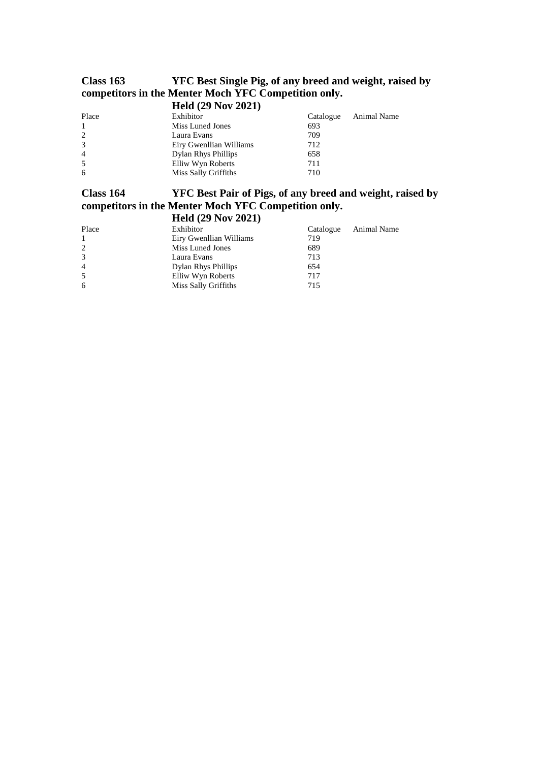## Class 163 YFC Best Single Pig, of any breed and weight, raised by competitors in the Menter Moch YFC Competition only.

**Held (29 Nov 2021)**

| Place | Exhibitor | Catalogue | Animal Name |
|---|---|---|---|
| 1 | Miss Luned Jones | 693 | |
| 2 | Laura Evans | 709 | |
| 3 | Eiry Gwenllian Williams | 712 | |
| 4 | Dylan Rhys Phillips | 658 | |
| 5 | Elliw Wyn Roberts | 711 | |
| 6 | Miss Sally Griffiths | 710 | |

## Class 164 YFC Best Pair of Pigs, of any breed and weight, raised by competitors in the Menter Moch YFC Competition only.

**Held (29 Nov 2021)**

| Place | Exhibitor | Catalogue | Animal Name |
|---|---|---|---|
| 1 | Eiry Gwenllian Williams | 719 | |
| 2 | Miss Luned Jones | 689 | |
| 3 | Laura Evans | 713 | |
| 4 | Dylan Rhys Phillips | 654 | |
| 5 | Elliw Wyn Roberts | 717 | |
| 6 | Miss Sally Griffiths | 715 | |